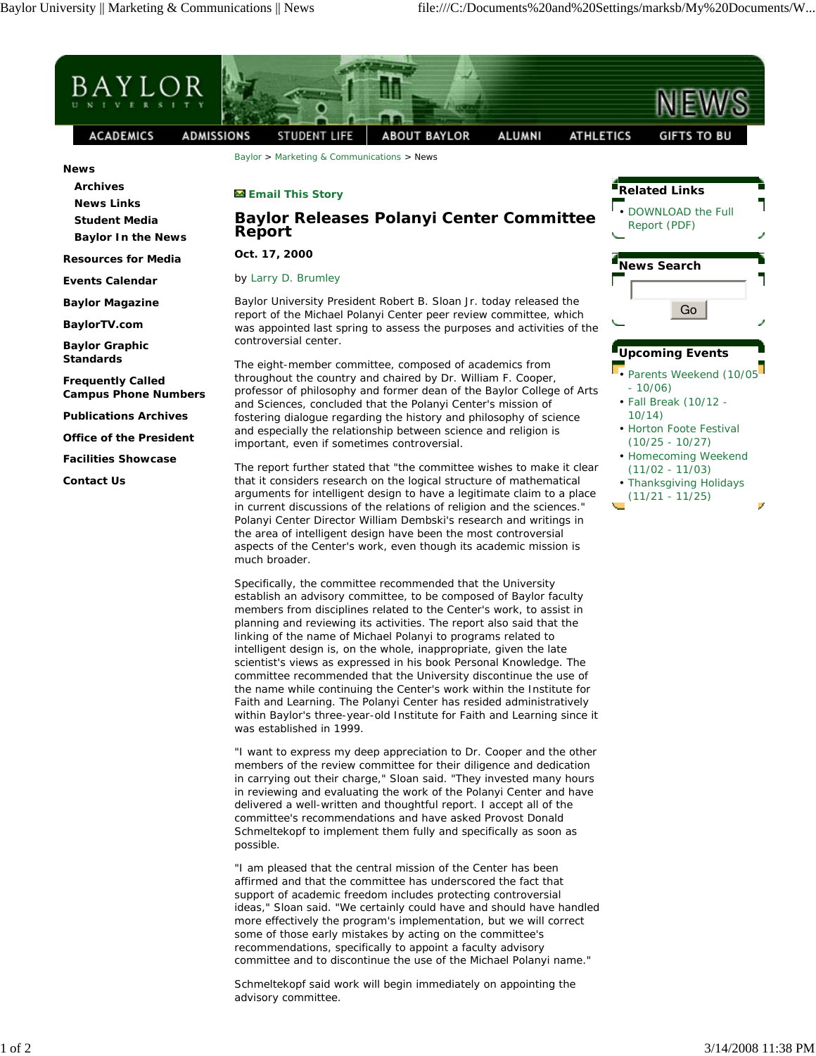ACADEMICS ADMISSIONS STUDENT LIFE ABOUT BAYLOR ALUMNI ATHLETICS GIFTS TO BU

Baylor > Marketing & Communications > News

**News**
- **Archives**
- **News Links**
- **Student Media**
- **Baylor In the News**

**Resources for Media**

**Events Calendar**

**Baylor Magazine**

**BaylorTV.com**

**Baylor Graphic Standards**

**Frequently Called Campus Phone Numbers**

**Publications Archives**

**Office of the President**

**Facilities Showcase**

**Contact Us**

**Email This Story**

# Baylor Releases Polanyi Center Committee Report

**Oct. 17, 2000**

by Larry D. Brumley

Baylor University President Robert B. Sloan Jr. today released the report of the Michael Polanyi Center peer review committee, which was appointed last spring to assess the purposes and activities of the controversial center.

The eight-member committee, composed of academics from throughout the country and chaired by Dr. William F. Cooper, professor of philosophy and former dean of the Baylor College of Arts and Sciences, concluded that the Polanyi Center's mission of fostering dialogue regarding the history and philosophy of science and especially the relationship between science and religion is important, even if sometimes controversial.

The report further stated that "the committee wishes to make it clear that it considers research on the logical structure of mathematical arguments for intelligent design to have a legitimate claim to a place in current discussions of the relations of religion and the sciences." Polanyi Center Director William Dembski's research and writings in the area of intelligent design have been the most controversial aspects of the Center's work, even though its academic mission is much broader.

Specifically, the committee recommended that the University establish an advisory committee, to be composed of Baylor faculty members from disciplines related to the Center's work, to assist in planning and reviewing its activities. The report also said that the linking of the name of Michael Polanyi to programs related to intelligent design is, on the whole, inappropriate, given the late scientist's views as expressed in his book Personal Knowledge. The committee recommended that the University discontinue the use of the name while continuing the Center's work within the Institute for Faith and Learning. The Polanyi Center has resided administratively within Baylor's three-year-old Institute for Faith and Learning since it was established in 1999.

"I want to express my deep appreciation to Dr. Cooper and the other members of the review committee for their diligence and dedication in carrying out their charge," Sloan said. "They invested many hours in reviewing and evaluating the work of the Polanyi Center and have delivered a well-written and thoughtful report. I accept all of the committee's recommendations and have asked Provost Donald Schmeltekopf to implement them fully and specifically as soon as possible.

"I am pleased that the central mission of the Center has been affirmed and that the committee has underscored the fact that support of academic freedom includes protecting controversial ideas," Sloan said. "We certainly could have and should have handled more effectively the program's implementation, but we will correct some of those early mistakes by acting on the committee's recommendations, specifically to appoint a faculty advisory committee and to discontinue the use of the Michael Polanyi name."

Schmeltekopf said work will begin immediately on appointing the advisory committee.

**Related Links**
- DOWNLOAD the Full Report (PDF)

**News Search**

Go

**Upcoming Events**
- Parents Weekend (10/05 - 10/06)
- Fall Break (10/12 - 10/14)
- Horton Foote Festival (10/25 - 10/27)
- Homecoming Weekend (11/02 - 11/03)
- Thanksgiving Holidays (11/21 - 11/25)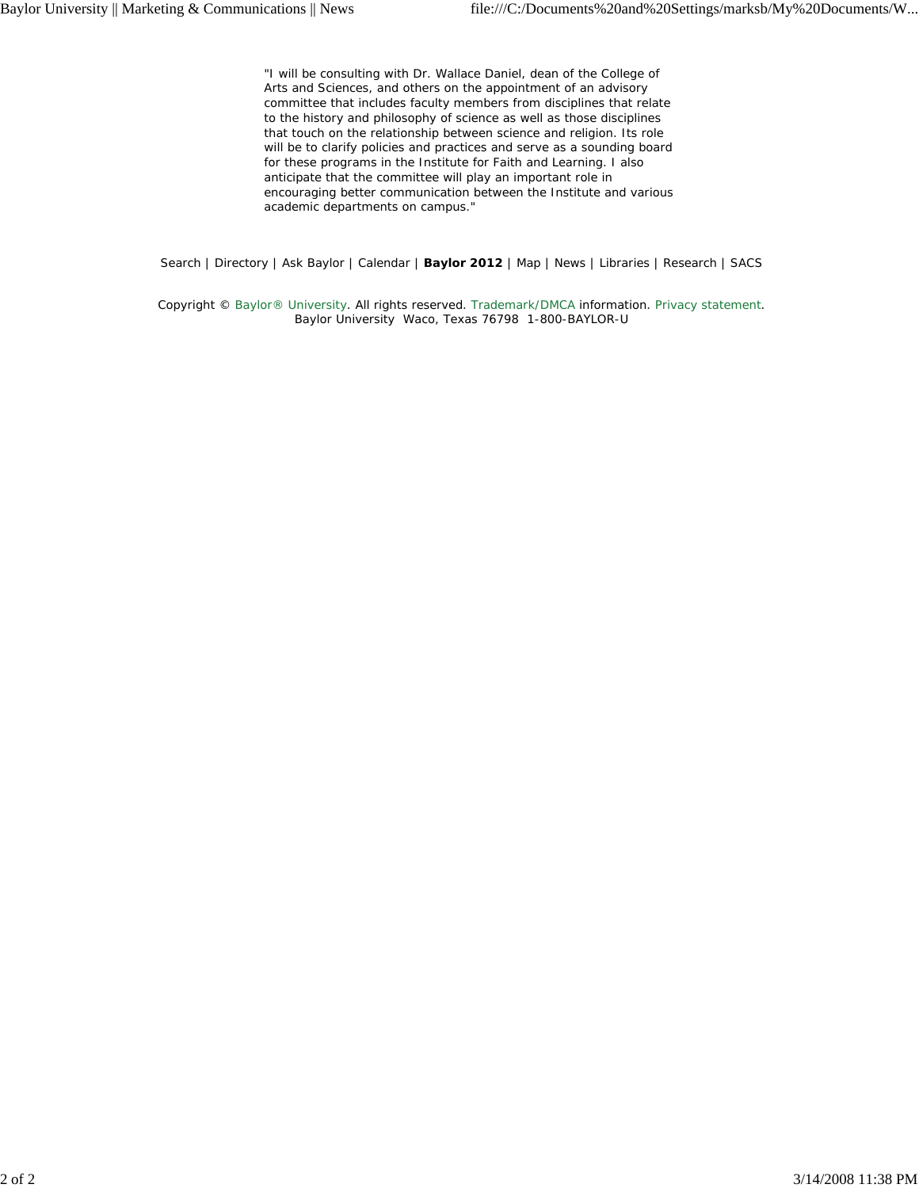"I will be consulting with Dr. Wallace Daniel, dean of the College of Arts and Sciences, and others on the appointment of an advisory committee that includes faculty members from disciplines that relate to the history and philosophy of science as well as those disciplines that touch on the relationship between science and religion. Its role will be to clarify policies and practices and serve as a sounding board for these programs in the Institute for Faith and Learning. I also anticipate that the committee will play an important role in encouraging better communication between the Institute and various academic departments on campus."

Search | Directory | Ask Baylor | Calendar | **Baylor 2012** | Map | News | Libraries | Research | SACS

Copyright © Baylor® University. All rights reserved. Trademark/DMCA information. Privacy statement.
Baylor University Waco, Texas 76798 1-800-BAYLOR-U